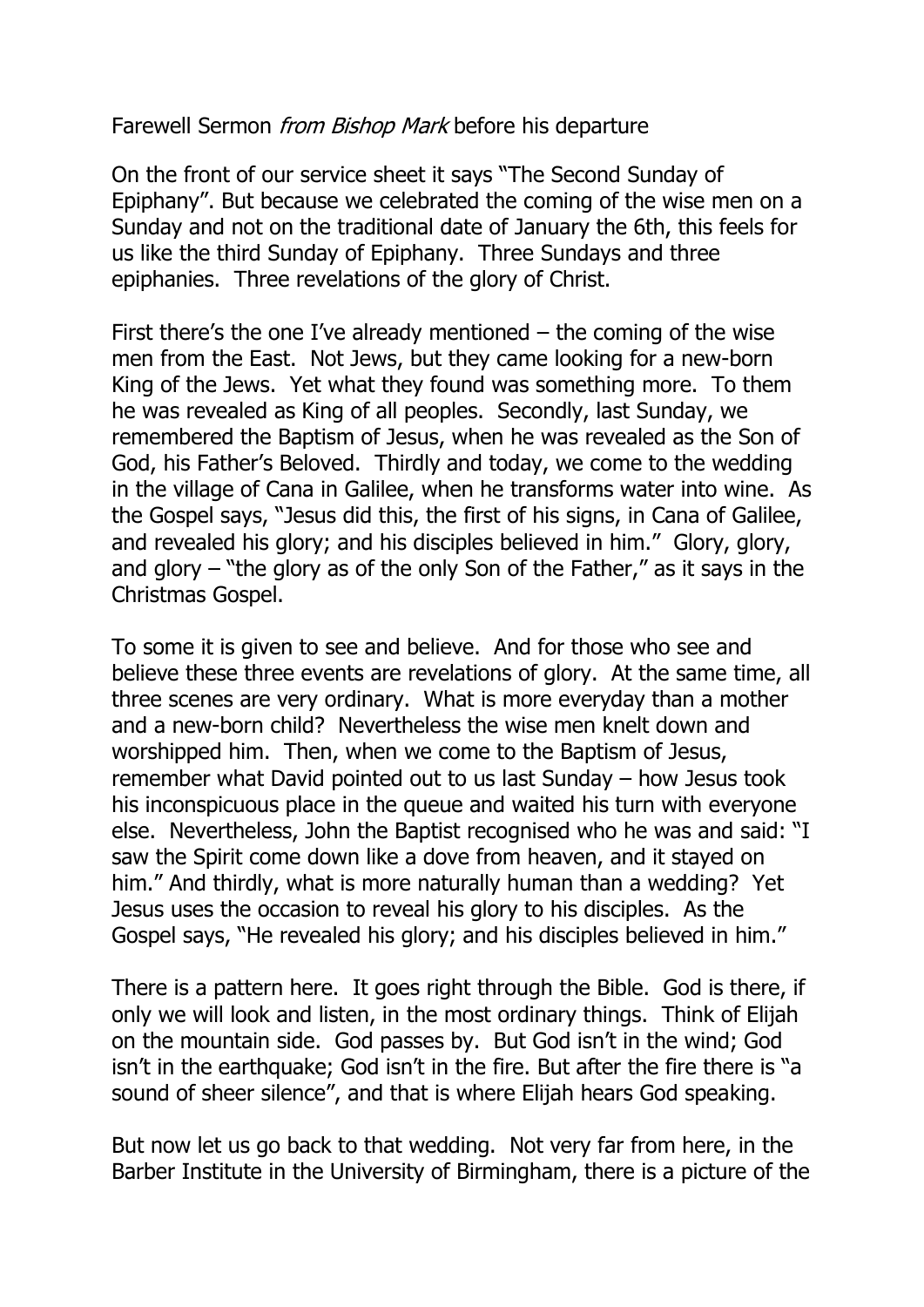Farewell Sermon *from Bishop Mark* before his departure

On the front of our service sheet it says "The Second Sunday of Epiphany". But because we celebrated the coming of the wise men on a Sunday and not on the traditional date of January the 6th, this feels for us like the third Sunday of Epiphany. Three Sundays and three epiphanies. Three revelations of the glory of Christ.

First there's the one I've already mentioned – the coming of the wise men from the East. Not Jews, but they came looking for a new-born King of the Jews. Yet what they found was something more. To them he was revealed as King of all peoples. Secondly, last Sunday, we remembered the Baptism of Jesus, when he was revealed as the Son of God, his Father's Beloved. Thirdly and today, we come to the wedding in the village of Cana in Galilee, when he transforms water into wine. As the Gospel says, "Jesus did this, the first of his signs, in Cana of Galilee, and revealed his glory; and his disciples believed in him." Glory, glory, and glory – "the glory as of the only Son of the Father," as it says in the Christmas Gospel.

To some it is given to see and believe. And for those who see and believe these three events are revelations of glory. At the same time, all three scenes are very ordinary. What is more everyday than a mother and a new-born child? Nevertheless the wise men knelt down and worshipped him. Then, when we come to the Baptism of Jesus, remember what David pointed out to us last Sunday – how Jesus took his inconspicuous place in the queue and waited his turn with everyone else. Nevertheless, John the Baptist recognised who he was and said: "I saw the Spirit come down like a dove from heaven, and it stayed on him." And thirdly, what is more naturally human than a wedding? Yet Jesus uses the occasion to reveal his glory to his disciples. As the Gospel says, "He revealed his glory; and his disciples believed in him."

There is a pattern here. It goes right through the Bible. God is there, if only we will look and listen, in the most ordinary things. Think of Elijah on the mountain side. God passes by. But God isn't in the wind; God isn't in the earthquake; God isn't in the fire. But after the fire there is "a sound of sheer silence", and that is where Elijah hears God speaking.

But now let us go back to that wedding. Not very far from here, in the Barber Institute in the University of Birmingham, there is a picture of the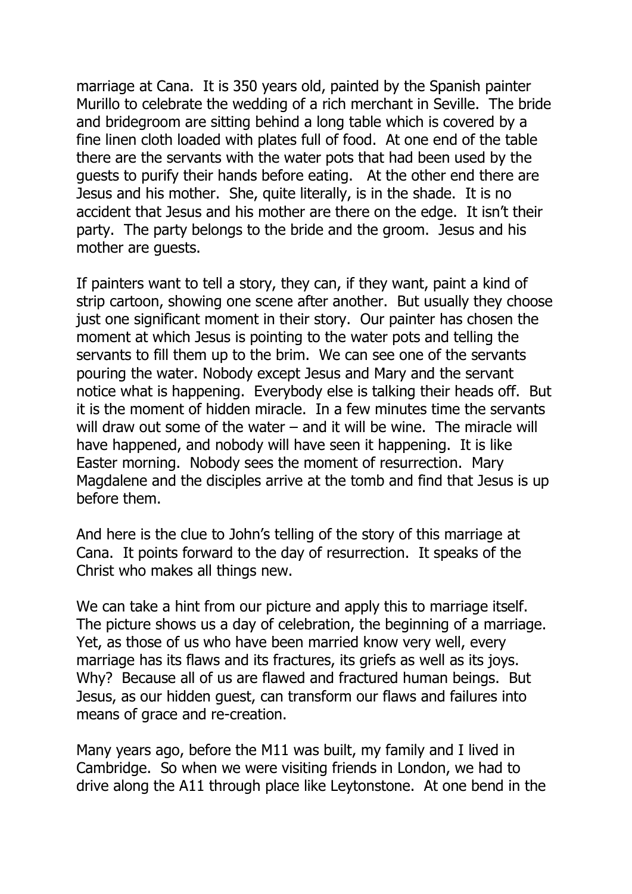marriage at Cana. It is 350 years old, painted by the Spanish painter Murillo to celebrate the wedding of a rich merchant in Seville. The bride and bridegroom are sitting behind a long table which is covered by a fine linen cloth loaded with plates full of food. At one end of the table there are the servants with the water pots that had been used by the guests to purify their hands before eating. At the other end there are Jesus and his mother. She, quite literally, is in the shade. It is no accident that Jesus and his mother are there on the edge. It isn't their party. The party belongs to the bride and the groom. Jesus and his mother are guests.

If painters want to tell a story, they can, if they want, paint a kind of strip cartoon, showing one scene after another. But usually they choose just one significant moment in their story. Our painter has chosen the moment at which Jesus is pointing to the water pots and telling the servants to fill them up to the brim. We can see one of the servants pouring the water. Nobody except Jesus and Mary and the servant notice what is happening. Everybody else is talking their heads off. But it is the moment of hidden miracle. In a few minutes time the servants will draw out some of the water – and it will be wine. The miracle will have happened, and nobody will have seen it happening. It is like Easter morning. Nobody sees the moment of resurrection. Mary Magdalene and the disciples arrive at the tomb and find that Jesus is up before them.

And here is the clue to John's telling of the story of this marriage at Cana. It points forward to the day of resurrection. It speaks of the Christ who makes all things new.

We can take a hint from our picture and apply this to marriage itself. The picture shows us a day of celebration, the beginning of a marriage. Yet, as those of us who have been married know very well, every marriage has its flaws and its fractures, its griefs as well as its joys. Why? Because all of us are flawed and fractured human beings. But Jesus, as our hidden guest, can transform our flaws and failures into means of grace and re-creation.

Many years ago, before the M11 was built, my family and I lived in Cambridge. So when we were visiting friends in London, we had to drive along the A11 through place like Leytonstone. At one bend in the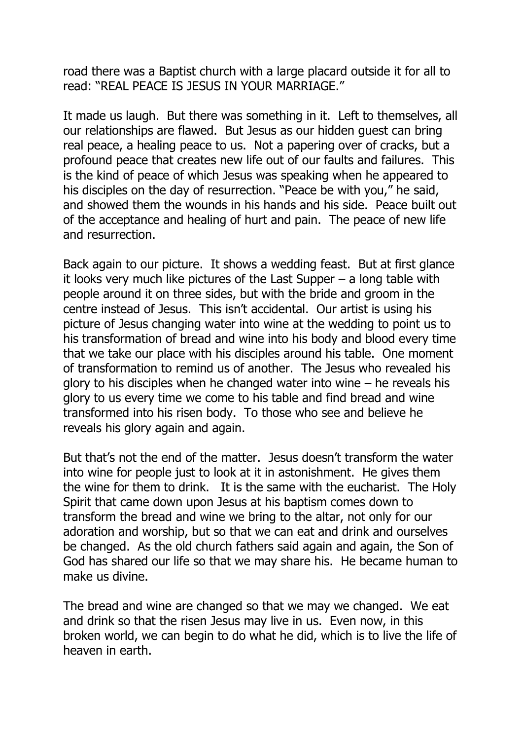road there was a Baptist church with a large placard outside it for all to read: "REAL PEACE IS JESUS IN YOUR MARRIAGE."

It made us laugh. But there was something in it. Left to themselves, all our relationships are flawed. But Jesus as our hidden guest can bring real peace, a healing peace to us. Not a papering over of cracks, but a profound peace that creates new life out of our faults and failures. This is the kind of peace of which Jesus was speaking when he appeared to his disciples on the day of resurrection. "Peace be with you," he said, and showed them the wounds in his hands and his side. Peace built out of the acceptance and healing of hurt and pain. The peace of new life and resurrection.

Back again to our picture. It shows a wedding feast. But at first glance it looks very much like pictures of the Last Supper – a long table with people around it on three sides, but with the bride and groom in the centre instead of Jesus. This isn't accidental. Our artist is using his picture of Jesus changing water into wine at the wedding to point us to his transformation of bread and wine into his body and blood every time that we take our place with his disciples around his table. One moment of transformation to remind us of another. The Jesus who revealed his glory to his disciples when he changed water into wine – he reveals his glory to us every time we come to his table and find bread and wine transformed into his risen body. To those who see and believe he reveals his glory again and again.

But that's not the end of the matter. Jesus doesn't transform the water into wine for people just to look at it in astonishment. He gives them the wine for them to drink. It is the same with the eucharist. The Holy Spirit that came down upon Jesus at his baptism comes down to transform the bread and wine we bring to the altar, not only for our adoration and worship, but so that we can eat and drink and ourselves be changed. As the old church fathers said again and again, the Son of God has shared our life so that we may share his. He became human to make us divine.

The bread and wine are changed so that we may we changed. We eat and drink so that the risen Jesus may live in us. Even now, in this broken world, we can begin to do what he did, which is to live the life of heaven in earth.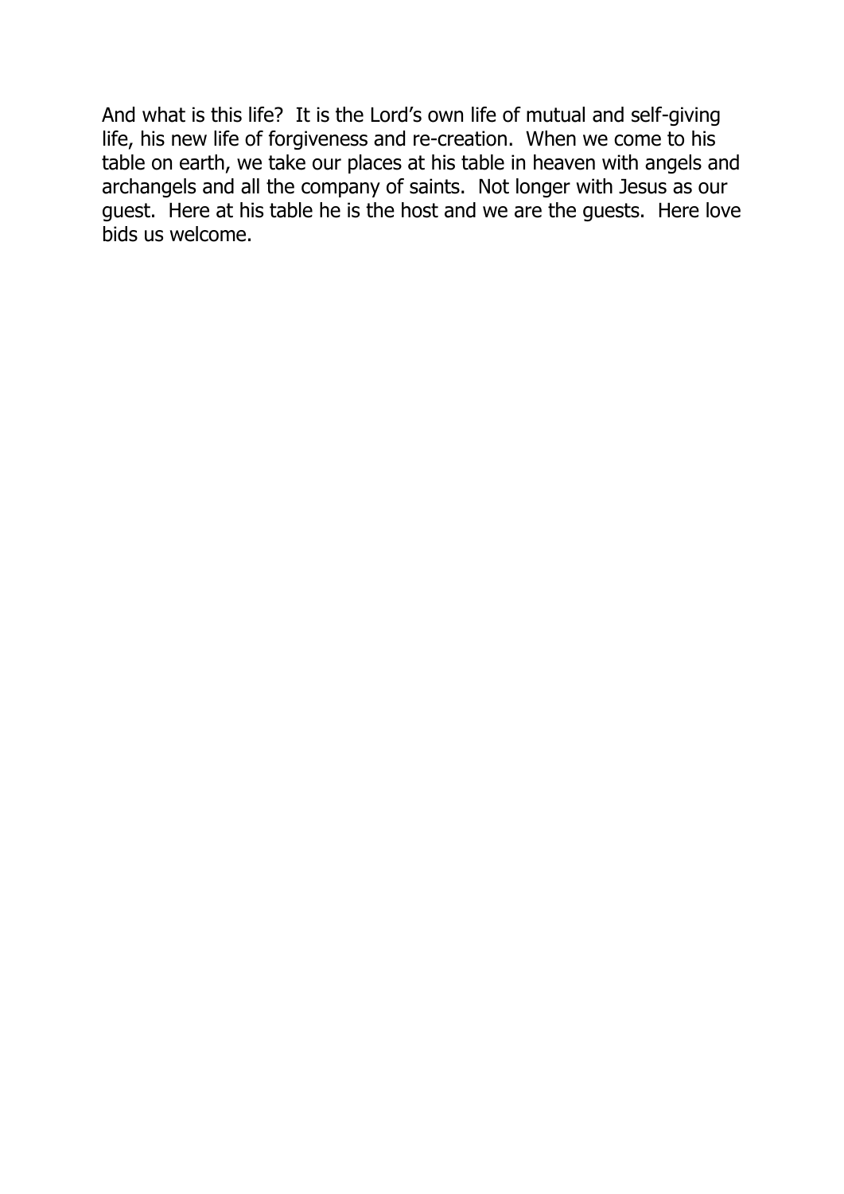And what is this life? It is the Lord's own life of mutual and self-giving life, his new life of forgiveness and re-creation. When we come to his table on earth, we take our places at his table in heaven with angels and archangels and all the company of saints. Not longer with Jesus as our guest. Here at his table he is the host and we are the guests. Here love bids us welcome.